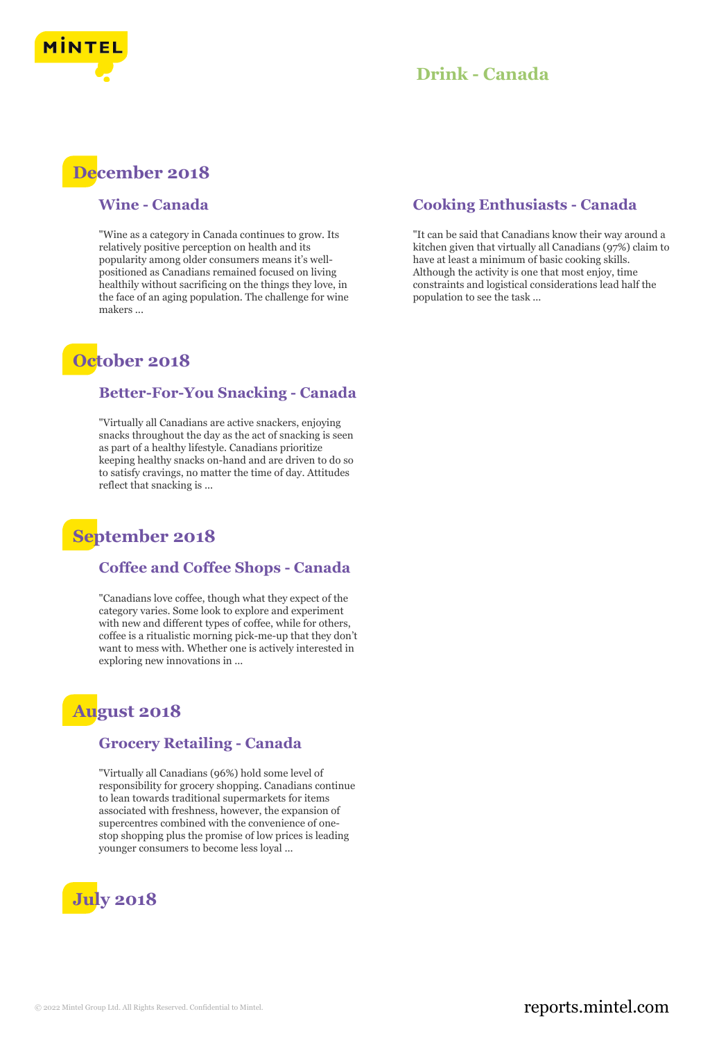# Drink - Canada

## December 2018

### Wine - Canada

"Wine as a category in Canada continues to grow. Its relatively positive perception on health and its popularity among older consumers means it's well-positioned as Canadians remained focused on living healthily without sacrificing on the things they love, in the face of an aging population. The challenge for wine makers ...

### Cooking Enthusiasts - Canada

"It can be said that Canadians know their way around a kitchen given that virtually all Canadians (97%) claim to have at least a minimum of basic cooking skills. Although the activity is one that most enjoy, time constraints and logistical considerations lead half the population to see the task ...

## October 2018

### Better-For-You Snacking - Canada

"Virtually all Canadians are active snackers, enjoying snacks throughout the day as the act of snacking is seen as part of a healthy lifestyle. Canadians prioritize keeping healthy snacks on-hand and are driven to do so to satisfy cravings, no matter the time of day. Attitudes reflect that snacking is ...

## September 2018

### Coffee and Coffee Shops - Canada

"Canadians love coffee, though what they expect of the category varies. Some look to explore and experiment with new and different types of coffee, while for others, coffee is a ritualistic morning pick-me-up that they don't want to mess with. Whether one is actively interested in exploring new innovations in ...

## August 2018

### Grocery Retailing - Canada

"Virtually all Canadians (96%) hold some level of responsibility for grocery shopping. Canadians continue to lean towards traditional supermarkets for items associated with freshness, however, the expansion of supercentres combined with the convenience of one-stop shopping plus the promise of low prices is leading younger consumers to become less loyal ...

## July 2018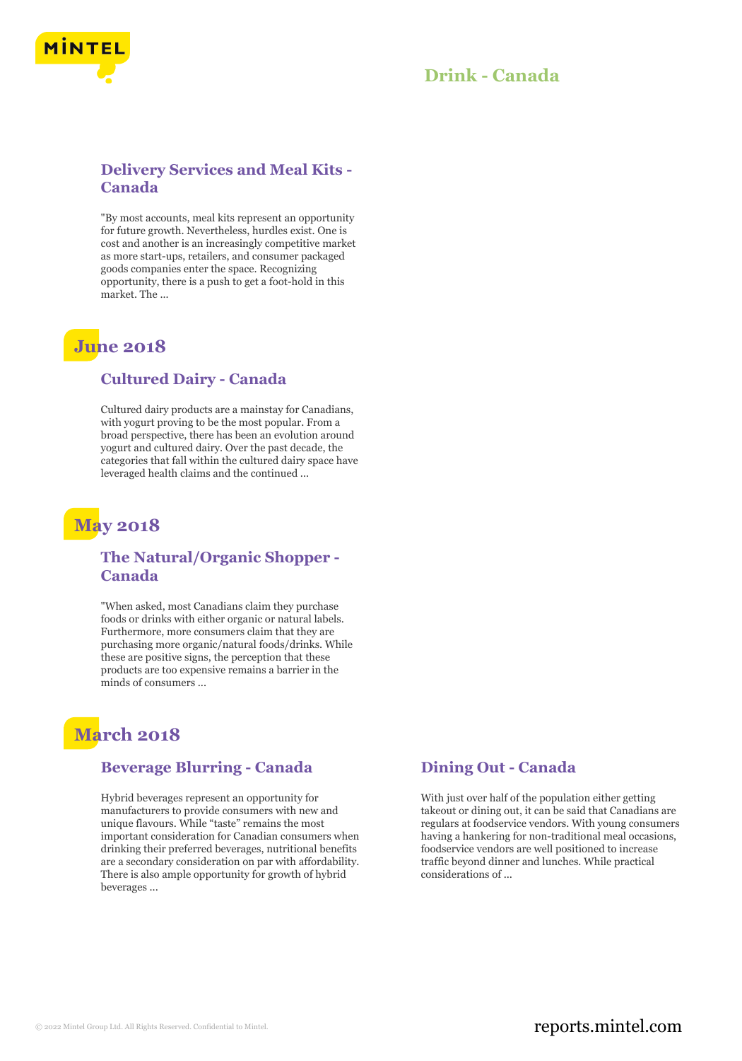## Delivery Services and Meal Kits - Canada

"By most accounts, meal kits represent an opportunity for future growth. Nevertheless, hurdles exist. One is cost and another is an increasingly competitive market as more start-ups, retailers, and consumer packaged goods companies enter the space. Recognizing opportunity, there is a push to get a foot-hold in this market. The ...

# June 2018

## Cultured Dairy - Canada

Cultured dairy products are a mainstay for Canadians, with yogurt proving to be the most popular. From a broad perspective, there has been an evolution around yogurt and cultured dairy. Over the past decade, the categories that fall within the cultured dairy space have leveraged health claims and the continued ...

# May 2018

## The Natural/Organic Shopper - Canada

"When asked, most Canadians claim they purchase foods or drinks with either organic or natural labels. Furthermore, more consumers claim that they are purchasing more organic/natural foods/drinks. While these are positive signs, the perception that these products are too expensive remains a barrier in the minds of consumers ...

# March 2018

## Beverage Blurring - Canada

Hybrid beverages represent an opportunity for manufacturers to provide consumers with new and unique flavours. While "taste" remains the most important consideration for Canadian consumers when drinking their preferred beverages, nutritional benefits are a secondary consideration on par with affordability. There is also ample opportunity for growth of hybrid beverages ...

## Dining Out - Canada

With just over half of the population either getting takeout or dining out, it can be said that Canadians are regulars at foodservice vendors. With young consumers having a hankering for non-traditional meal occasions, foodservice vendors are well positioned to increase traffic beyond dinner and lunches. While practical considerations of ...